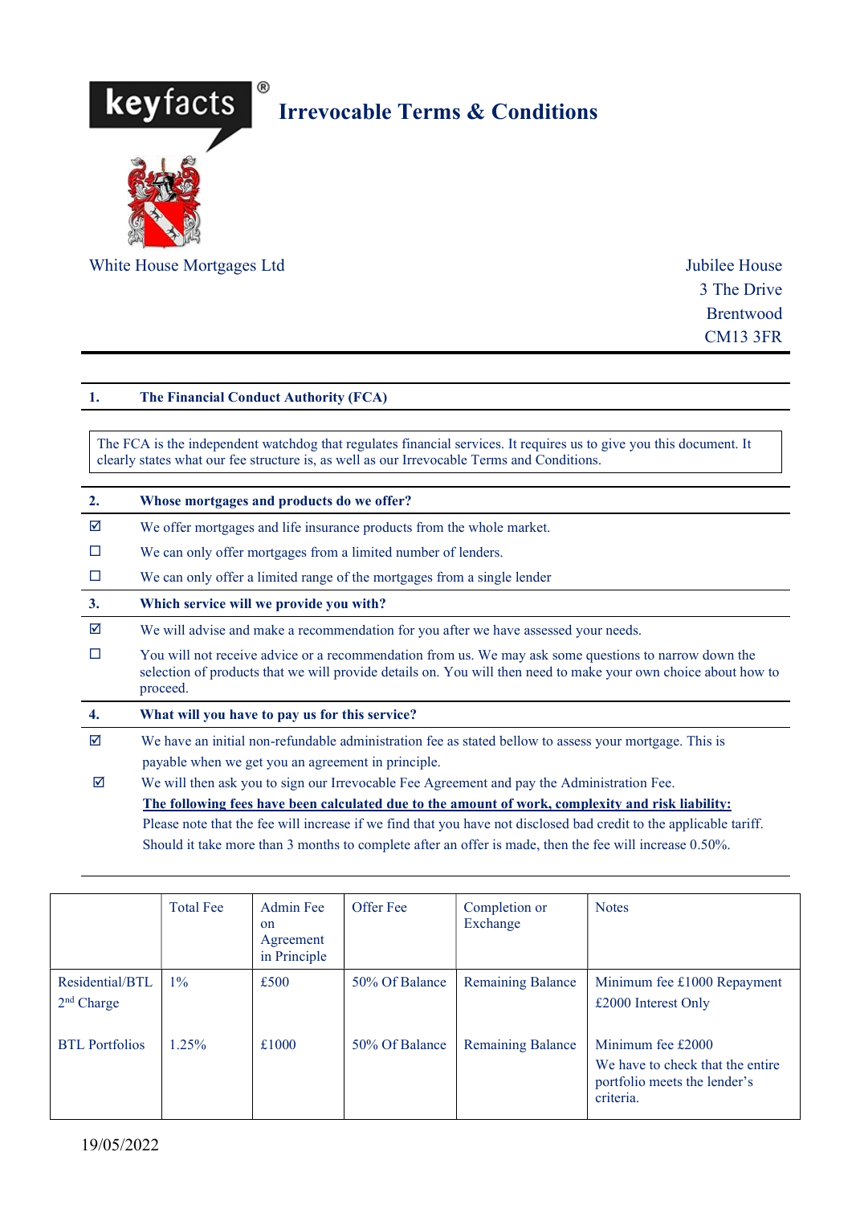# keyfacts® Irrevocable Terms & Conditions

White House Mortgages Ltd

Jubilee House
3 The Drive
Brentwood
CM13 3FR

## 1. The Financial Conduct Authority (FCA)

The FCA is the independent watchdog that regulates financial services. It requires us to give you this document. It clearly states what our fee structure is, as well as our Irrevocable Terms and Conditions.

## 2. Whose mortgages and products do we offer?

- ☑ We offer mortgages and life insurance products from the whole market.
- ☐ We can only offer mortgages from a limited number of lenders.
- ☐ We can only offer a limited range of the mortgages from a single lender

## 3. Which service will we provide you with?

- ☑ We will advise and make a recommendation for you after we have assessed your needs.
- ☐ You will not receive advice or a recommendation from us. We may ask some questions to narrow down the selection of products that we will provide details on. You will then need to make your own choice about how to proceed.

## 4. What will you have to pay us for this service?

- ☑ We have an initial non-refundable administration fee as stated bellow to assess your mortgage. This is payable when we get you an agreement in principle.
- ☑ We will then ask you to sign our Irrevocable Fee Agreement and pay the Administration Fee.

**The following fees have been calculated due to the amount of work, complexity and risk liability:**
Please note that the fee will increase if we find that you have not disclosed bad credit to the applicable tariff. Should it take more than 3 months to complete after an offer is made, then the fee will increase 0.50%.

| | Total Fee | Admin Fee on Agreement in Principle | Offer Fee | Completion or Exchange | Notes |
|---|---|---|---|---|---|
| Residential/BTL 2nd Charge | 1% | £500 | 50% Of Balance | Remaining Balance | Minimum fee £1000 Repayment £2000 Interest Only |
| BTL Portfolios | 1.25% | £1000 | 50% Of Balance | Remaining Balance | Minimum fee £2000 We have to check that the entire portfolio meets the lender's criteria. |

19/05/2022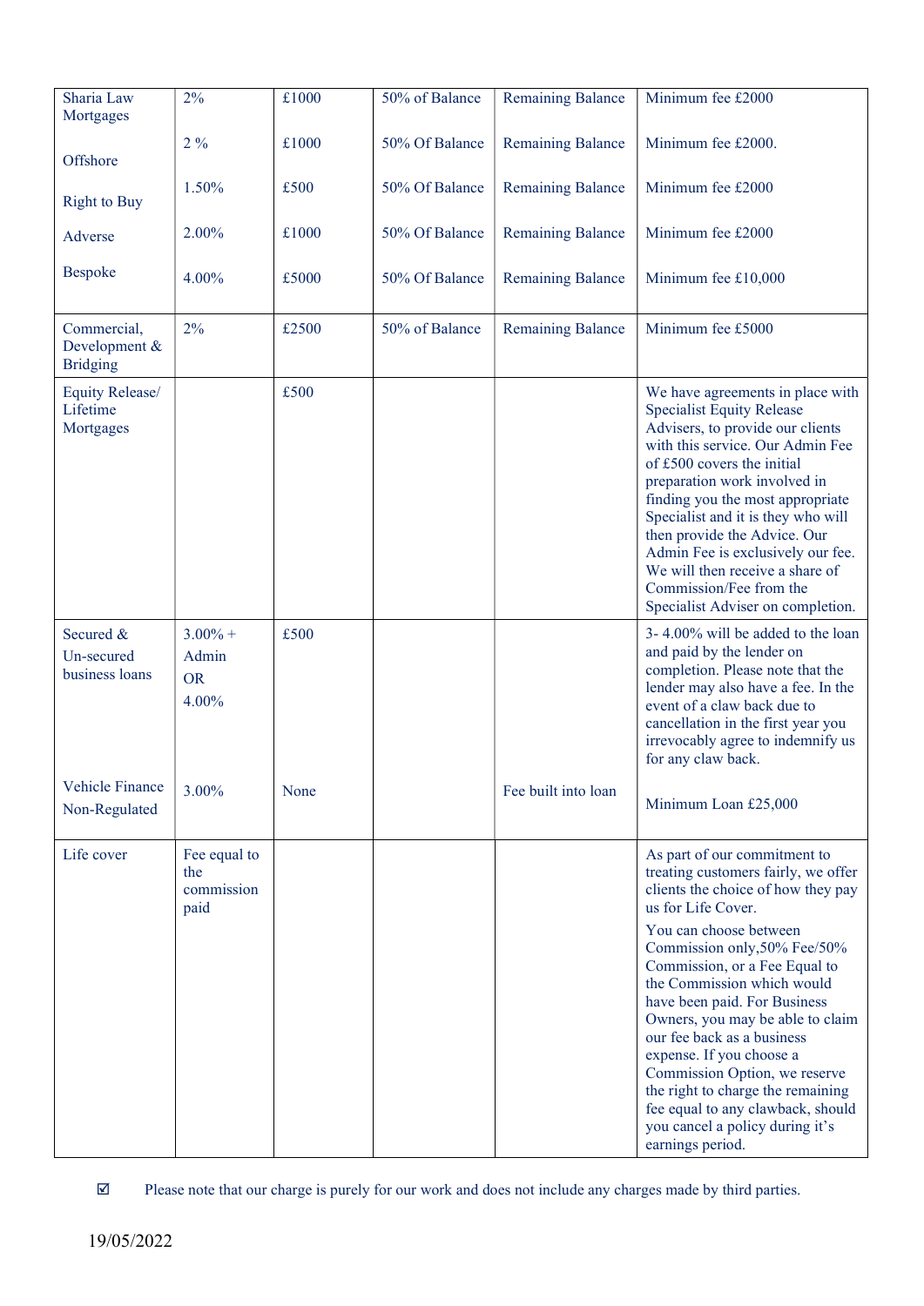| | | | | | |
|---|---|---|---|---|---|
| Sharia Law Mortgages | 2% | £1000 | 50% of Balance | Remaining Balance | Minimum fee £2000 |
| Offshore | 2 % | £1000 | 50% Of Balance | Remaining Balance | Minimum fee £2000. |
| Right to Buy | 1.50% | £500 | 50% Of Balance | Remaining Balance | Minimum fee £2000 |
| Adverse | 2.00% | £1000 | 50% Of Balance | Remaining Balance | Minimum fee £2000 |
| Bespoke | 4.00% | £5000 | 50% Of Balance | Remaining Balance | Minimum fee £10,000 |
| Commercial, Development & Bridging | 2% | £2500 | 50% of Balance | Remaining Balance | Minimum fee £5000 |
| Equity Release/ Lifetime Mortgages | | £500 | | | We have agreements in place with Specialist Equity Release Advisers, to provide our clients with this service. Our Admin Fee of £500 covers the initial preparation work involved in finding you the most appropriate Specialist and it is they who will then provide the Advice. Our Admin Fee is exclusively our fee. We will then receive a share of Commission/Fee from the Specialist Adviser on completion. |
| Secured & Un-secured business loans | 3.00% + Admin OR 4.00% | £500 | | | 3- 4.00% will be added to the loan and paid by the lender on completion. Please note that the lender may also have a fee. In the event of a claw back due to cancellation in the first year you irrevocably agree to indemnify us for any claw back. |
| Vehicle Finance Non-Regulated | 3.00% | None | | Fee built into loan | Minimum Loan £25,000 |
| Life cover | Fee equal to the commission paid | | | | As part of our commitment to treating customers fairly, we offer clients the choice of how they pay us for Life Cover.<br>You can choose between Commission only,50% Fee/50% Commission, or a Fee Equal to the Commission which would have been paid. For Business Owners, you may be able to claim our fee back as a business expense. If you choose a Commission Option, we reserve the right to charge the remaining fee equal to any clawback, should you cancel a policy during it's earnings period. |

☑ Please note that our charge is purely for our work and does not include any charges made by third parties.

19/05/2022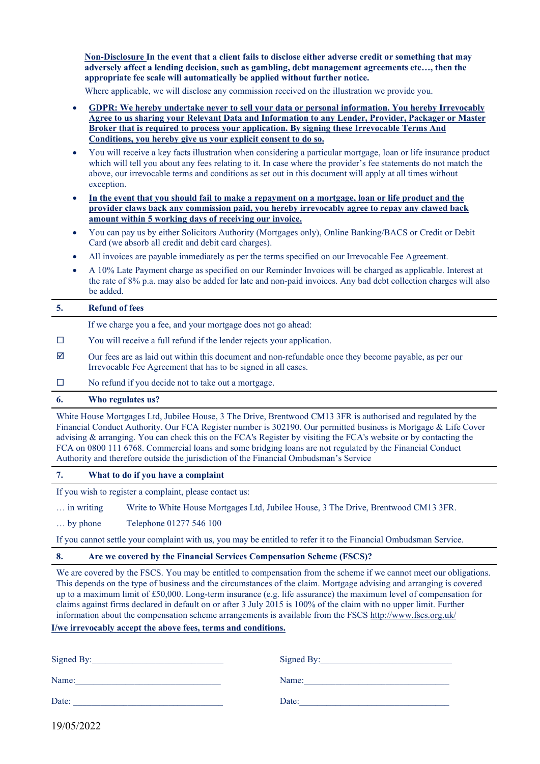<u>Non-Disclosure</u> **In the event that a client fails to disclose either adverse credit or something that may adversely affect a lending decision, such as gambling, debt management agreements etc…, then the appropriate fee scale will automatically be applied without further notice.**

<u>Where applicable</u>, we will disclose any commission received on the illustration we provide you.

- **<u>GDPR: We hereby undertake never to sell your data or personal information. You hereby Irrevocably Agree to us sharing your Relevant Data and Information to any Lender, Provider, Packager or Master Broker that is required to process your application. By signing these Irrevocable Terms And Conditions, you hereby give us your explicit consent to do so.</u>**
- You will receive a key facts illustration when considering a particular mortgage, loan or life insurance product which will tell you about any fees relating to it. In case where the provider's fee statements do not match the above, our irrevocable terms and conditions as set out in this document will apply at all times without exception.
- **<u>In the event that you should fail to make a repayment on a mortgage, loan or life product and the provider claws back any commission paid, you hereby irrevocably agree to repay any clawed back amount within 5 working days of receiving our invoice.</u>**
- You can pay us by either Solicitors Authority (Mortgages only), Online Banking/BACS or Credit or Debit Card (we absorb all credit and debit card charges).
- All invoices are payable immediately as per the terms specified on our Irrevocable Fee Agreement.
- A 10% Late Payment charge as specified on our Reminder Invoices will be charged as applicable. Interest at the rate of 8% p.a. may also be added for late and non-paid invoices. Any bad debt collection charges will also be added.

## 5. Refund of fees

If we charge you a fee, and your mortgage does not go ahead:

☐ You will receive a full refund if the lender rejects your application.

☑ Our fees are as laid out within this document and non-refundable once they become payable, as per our Irrevocable Fee Agreement that has to be signed in all cases.

☐ No refund if you decide not to take out a mortgage.

## 6. Who regulates us?

White House Mortgages Ltd, Jubilee House, 3 The Drive, Brentwood CM13 3FR is authorised and regulated by the Financial Conduct Authority. Our FCA Register number is 302190. Our permitted business is Mortgage & Life Cover advising & arranging. You can check this on the FCA's Register by visiting the FCA's website or by contacting the FCA on 0800 111 6768. Commercial loans and some bridging loans are not regulated by the Financial Conduct Authority and therefore outside the jurisdiction of the Financial Ombudsman's Service

## 7. What to do if you have a complaint

If you wish to register a complaint, please contact us:

… in writing Write to White House Mortgages Ltd, Jubilee House, 3 The Drive, Brentwood CM13 3FR.

… by phone Telephone 01277 546 100

If you cannot settle your complaint with us, you may be entitled to refer it to the Financial Ombudsman Service.

## 8. Are we covered by the Financial Services Compensation Scheme (FSCS)?

We are covered by the FSCS. You may be entitled to compensation from the scheme if we cannot meet our obligations. This depends on the type of business and the circumstances of the claim. Mortgage advising and arranging is covered up to a maximum limit of £50,000. Long-term insurance (e.g. life assurance) the maximum level of compensation for claims against firms declared in default on or after 3 July 2015 is 100% of the claim with no upper limit. Further information about the compensation scheme arrangements is available from the FSCS http://www.fscs.org.uk/

**<u>I/we irrevocably accept the above fees, terms and conditions.</u>**

Signed By:____________________________ Signed By:____________________________

Name:________________________________ Name:________________________________

Date: ________________________________ Date:________________________________

19/05/2022